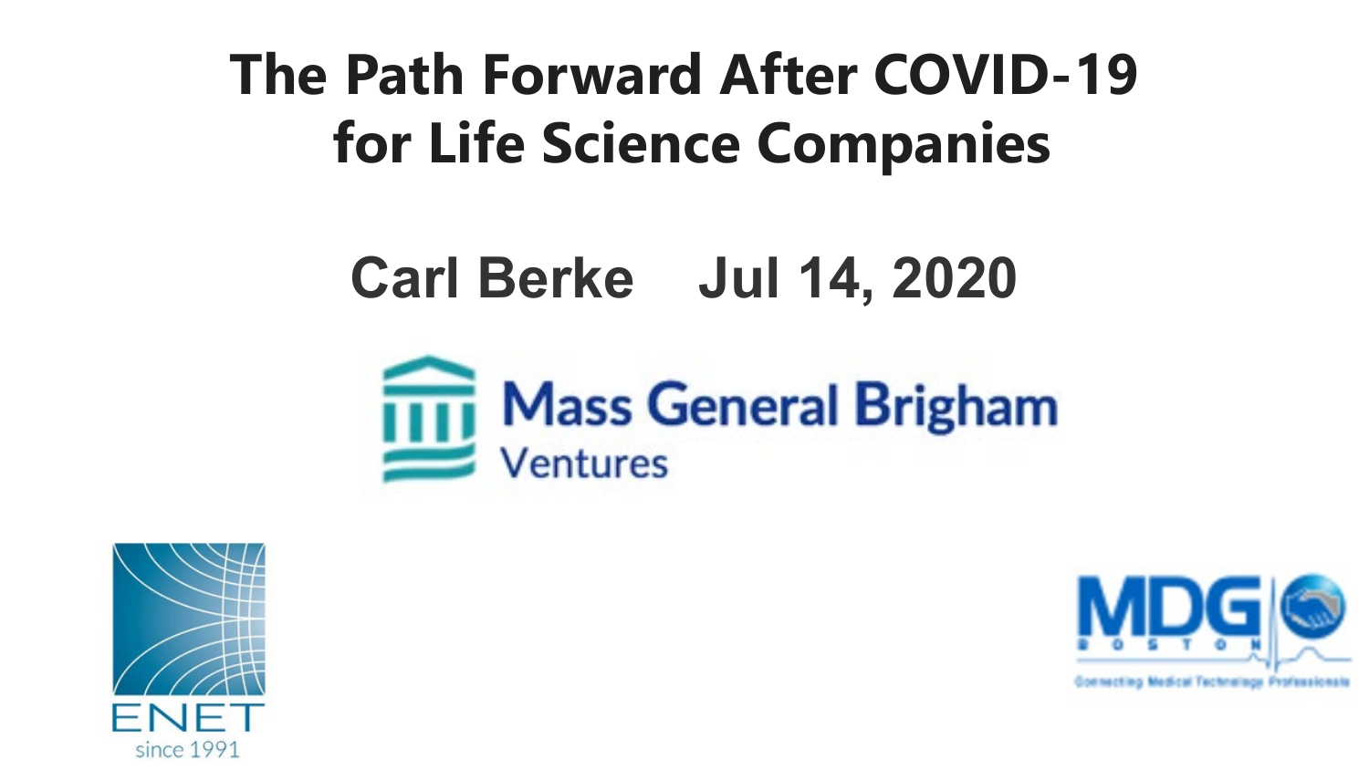# The Path Forward After COVID-19 for Life Science Companies

## Carl Berke Jul 14, 2020

Mass General Brigham Ventures

ENET since 1991

MDG BOSTON Connecting Medical Technology Professionals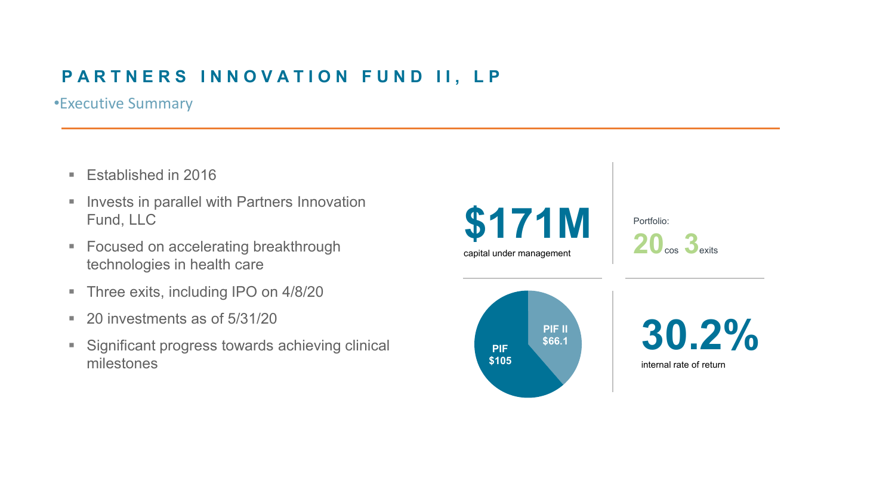# PARTNERS INNOVATION FUND II, LP

## •Executive Summary

- Established in 2016
- Invests in parallel with Partners Innovation Fund, LLC
- Focused on accelerating breakthrough technologies in health care
- Three exits, including IPO on 4/8/20
- 20 investments as of 5/31/20
- Significant progress towards achieving clinical milestones

**$171M**
capital under management

Portfolio:
**20** cos **3** exits

PIF II $66.1
PIF $105

**30.2%**
internal rate of return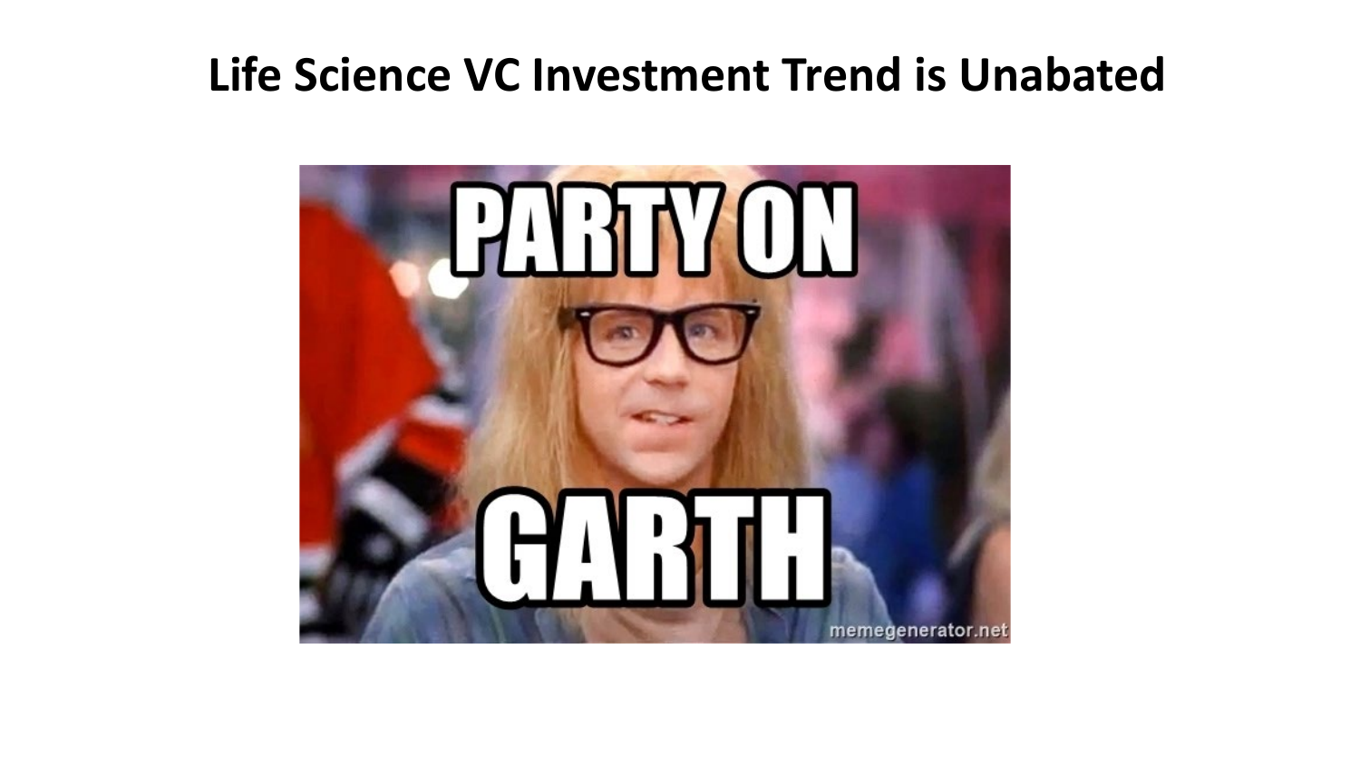# Life Science VC Investment Trend is Unabated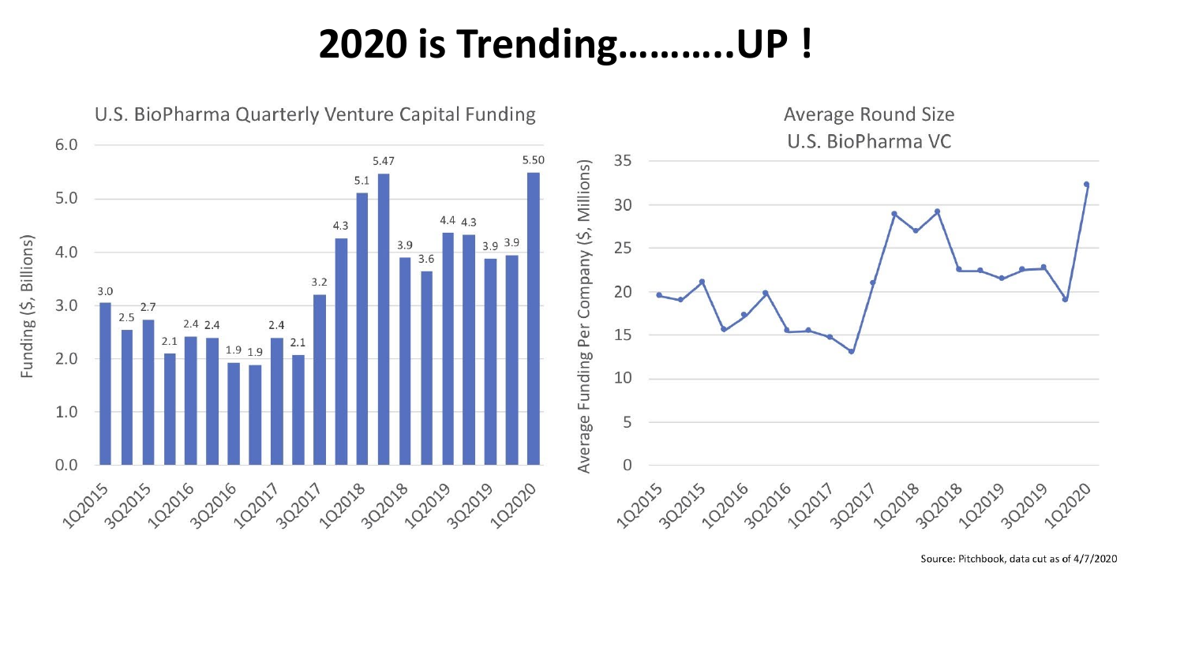# 2020 is Trending……….UP !

**U.S. BioPharma Quarterly Venture Capital Funding**

Funding ($, Billions)

| Quarter | Funding ($, Billions) |
| --- | --- |
| 1Q2015 | 3.0 |
| 2Q2015 | 2.5 |
| 3Q2015 | 2.7 |
| 4Q2015 | 2.1 |
| 1Q2016 | 2.4 |
| 2Q2016 | 2.4 |
| 3Q2016 | 1.9 |
| 4Q2016 | 1.9 |
| 1Q2017 | 2.4 |
| 2Q2017 | 2.1 |
| 3Q2017 | 3.2 |
| 4Q2017 | 4.3 |
| 1Q2018 | 5.1 |
| 2Q2018 | 5.47 |
| 3Q2018 | 3.9 |
| 4Q2018 | 3.6 |
| 1Q2019 | 4.4 |
| 2Q2019 | 4.3 |
| 3Q2019 | 3.9 |
| 4Q2019 | 3.9 |
| 1Q2020 | 5.50 |

**Average Round Size U.S. BioPharma VC**

Average Funding Per Company ($, Millions)

Source: Pitchbook, data cut as of 4/7/2020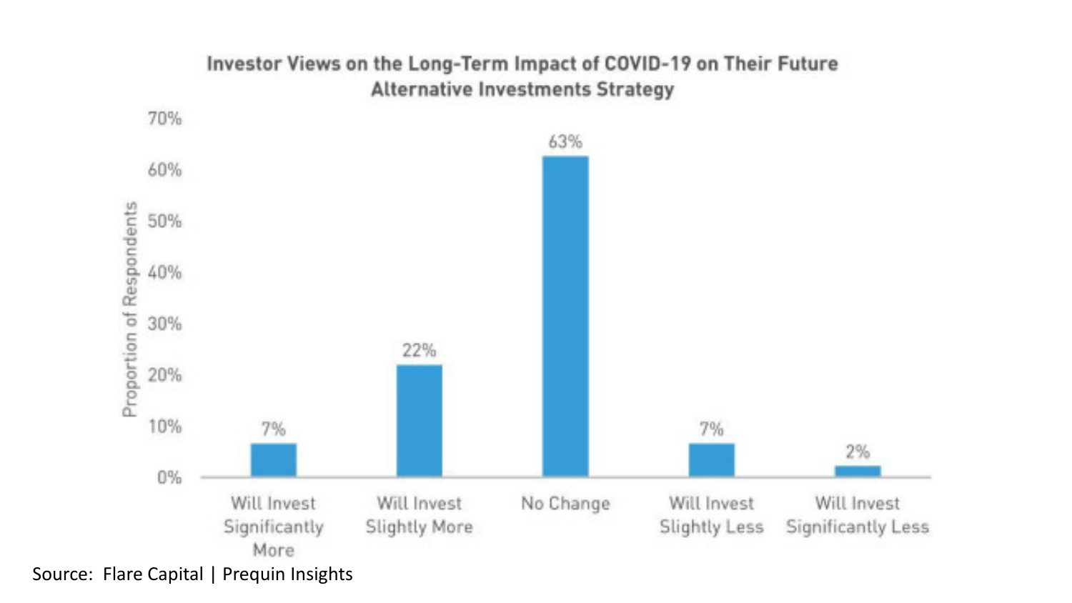**Investor Views on the Long-Term Impact of COVID-19 on Their Future Alternative Investments Strategy**

| Response | Proportion of Respondents |
| --- | --- |
| Will Invest Significantly More | 7% |
| Will Invest Slightly More | 22% |
| No Change | 63% |
| Will Invest Slightly Less | 7% |
| Will Invest Significantly Less | 2% |

Source: Flare Capital | Prequin Insights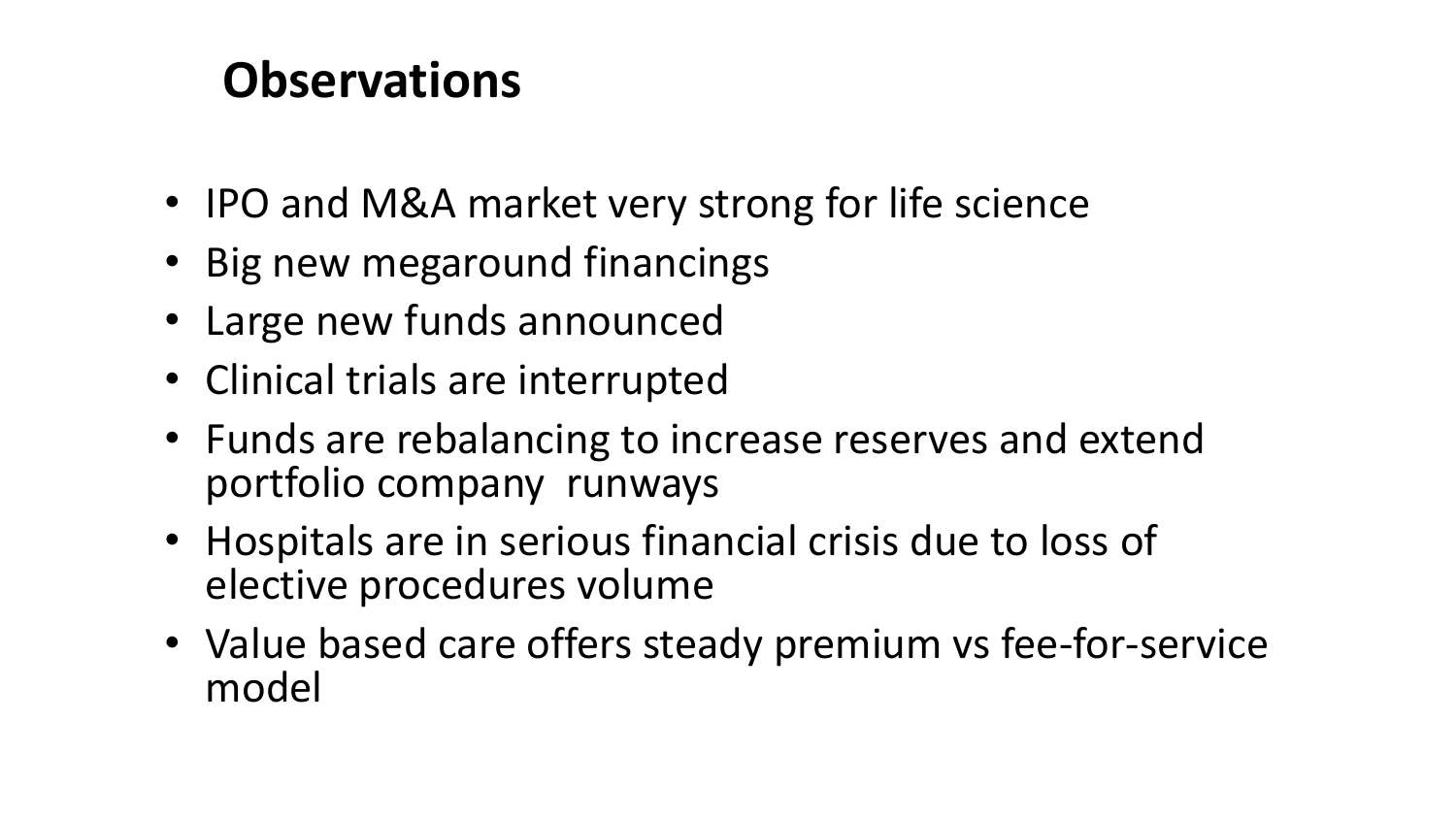# Observations

- IPO and M&A market very strong for life science
- Big new megaround financings
- Large new funds announced
- Clinical trials are interrupted
- Funds are rebalancing to increase reserves and extend portfolio company runways
- Hospitals are in serious financial crisis due to loss of elective procedures volume
- Value based care offers steady premium vs fee-for-service model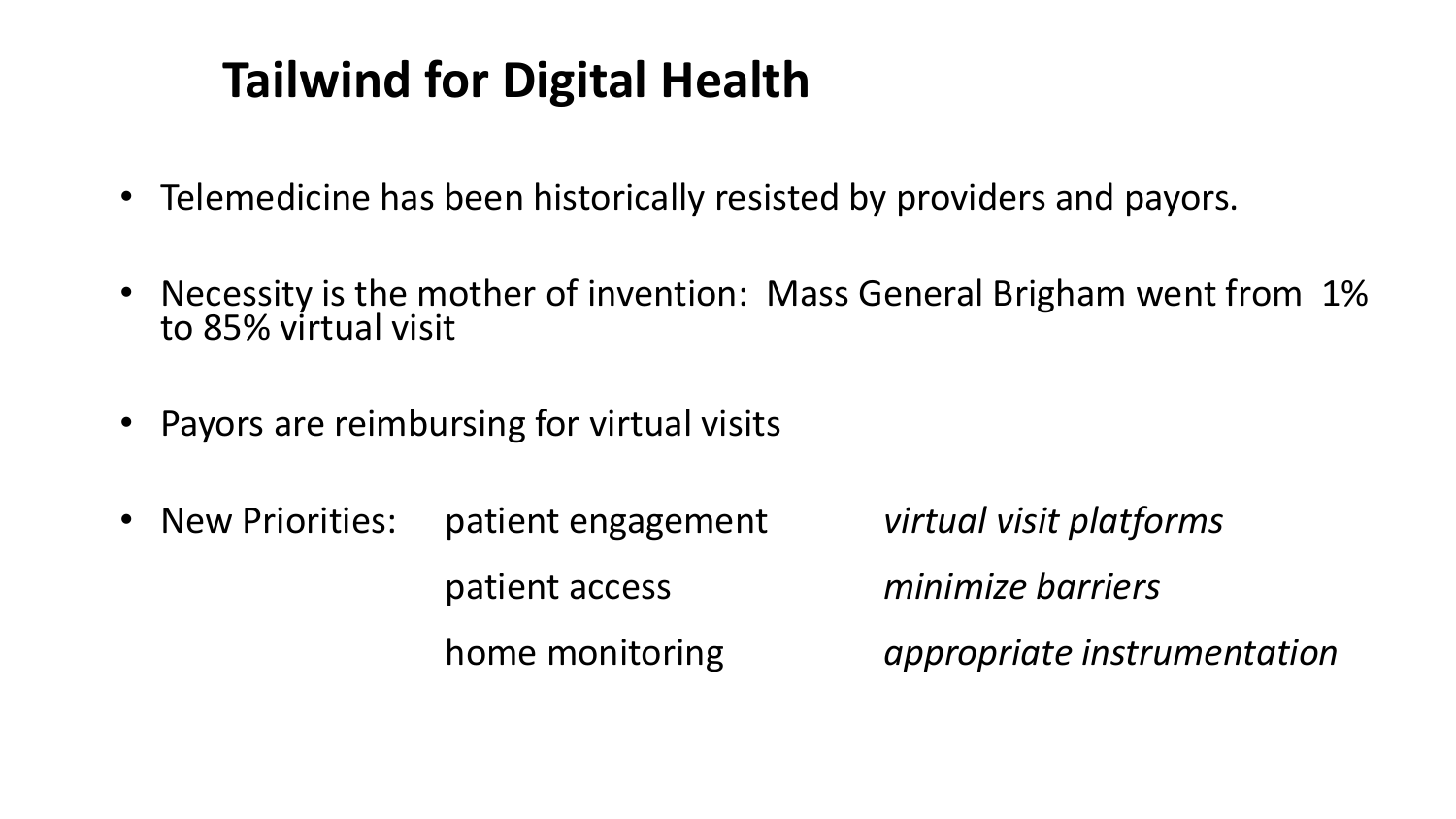# Tailwind for Digital Health

- Telemedicine has been historically resisted by providers and payors.
- Necessity is the mother of invention: Mass General Brigham went from 1% to 85% virtual visit
- Payors are reimbursing for virtual visits
- New Priorities:

| | |
|---|---|
| patient engagement | *virtual visit platforms* |
| patient access | *minimize barriers* |
| home monitoring | *appropriate instrumentation* |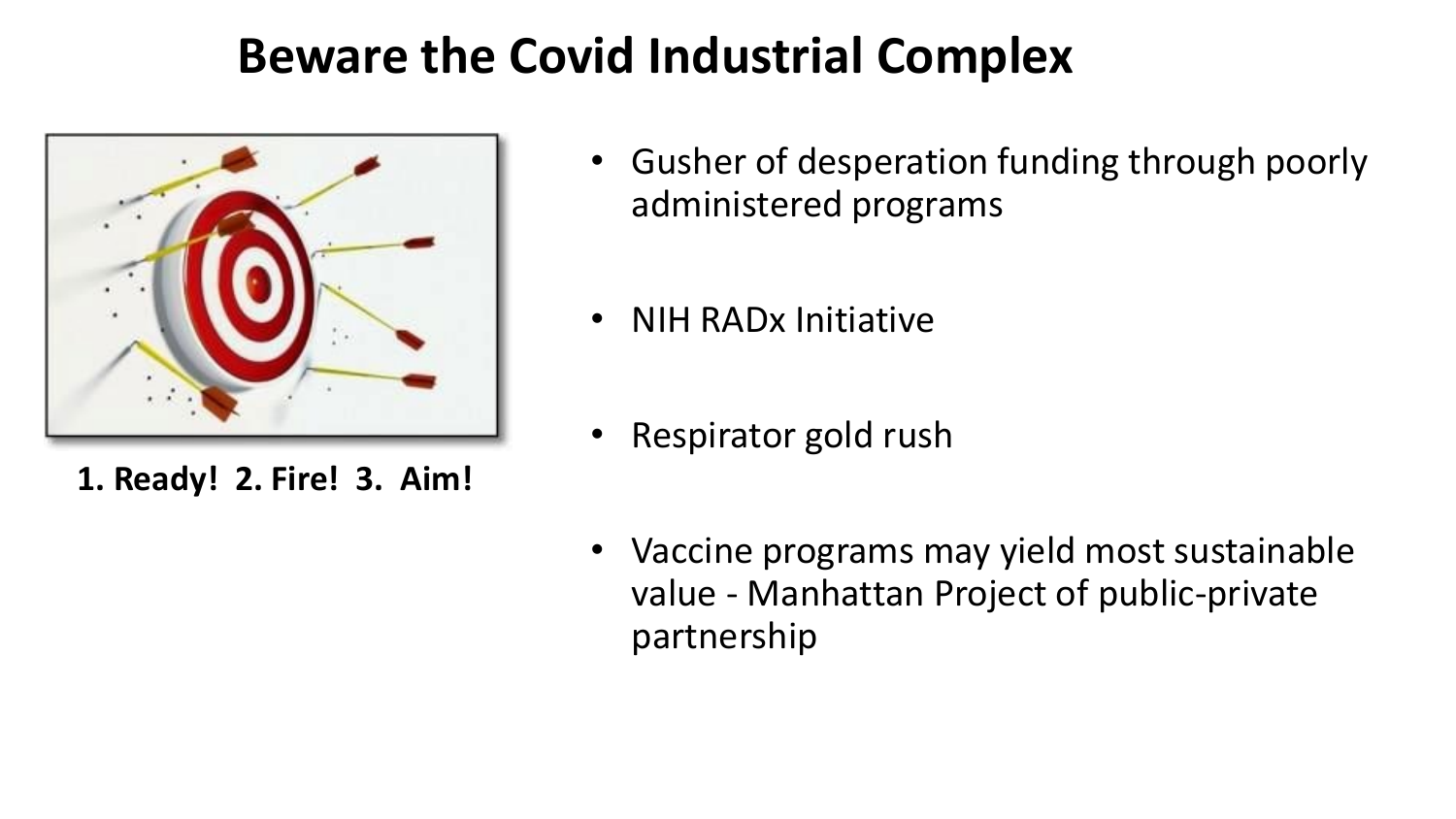# Beware the Covid Industrial Complex

**1. Ready! 2. Fire! 3. Aim!**

- Gusher of desperation funding through poorly administered programs
- NIH RADx Initiative
- Respirator gold rush
- Vaccine programs may yield most sustainable value - Manhattan Project of public-private partnership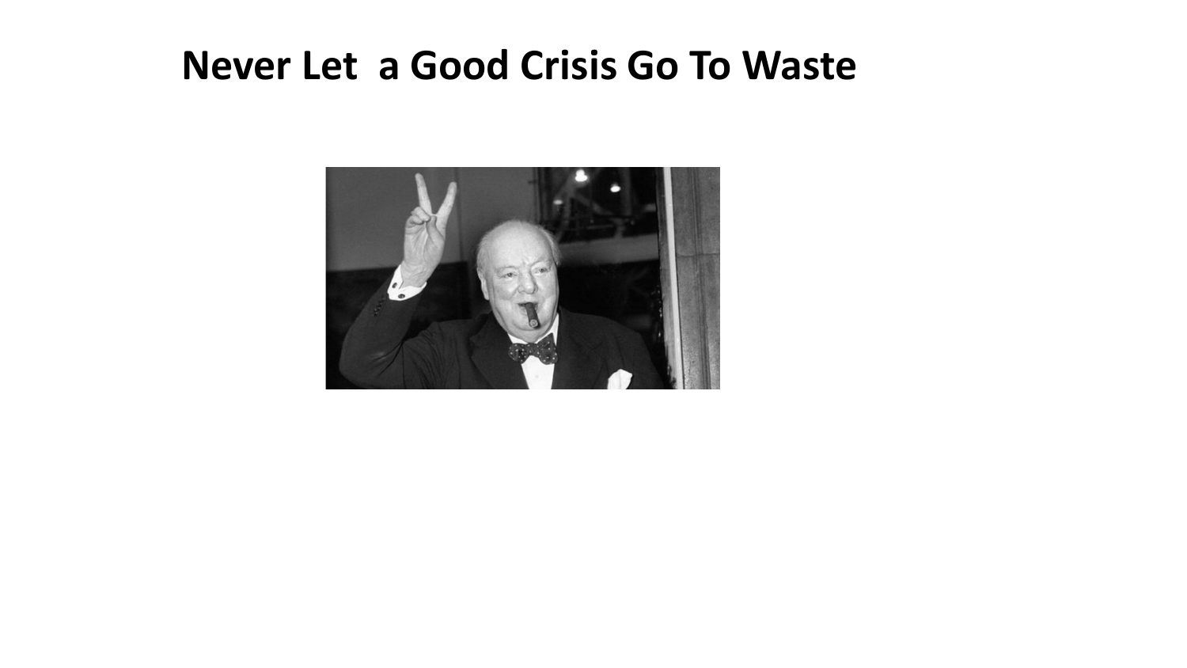# Never Let  a Good Crisis Go To Waste